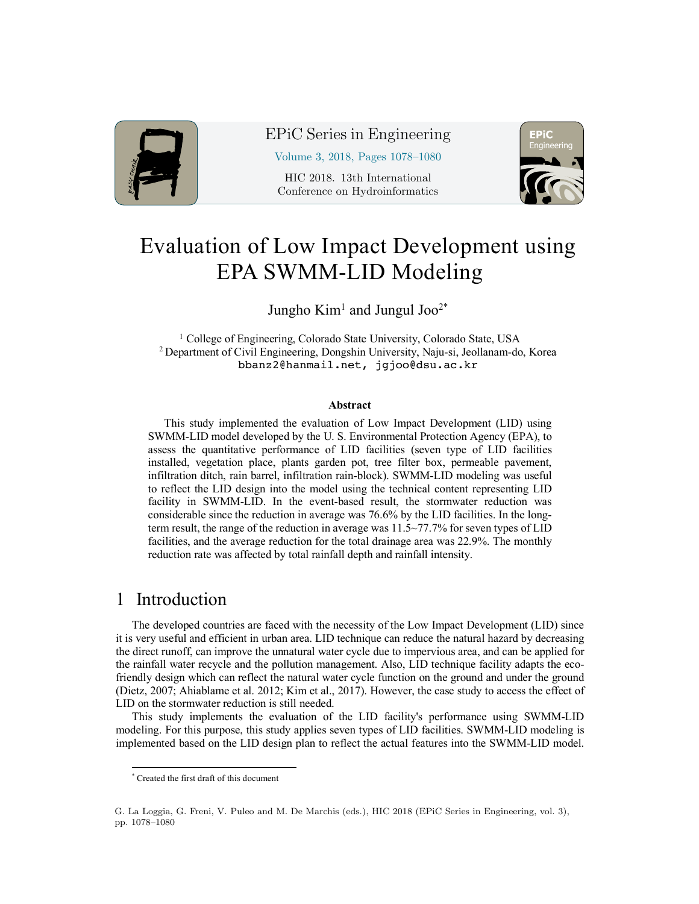# Evaluation of Low Impact Development using EPA SWMM-LID Modeling

Jungho Kim[1] and Jungul Joo[2*]

[1] College of Engineering, Colorado State University, Colorado State, USA
[2] Department of Civil Engineering, Dongshin University, Naju-si, Jeollanam-do, Korea
bbanz2@hanmail.net, jgjoo@dsu.ac.kr

### Abstract

This study implemented the evaluation of Low Impact Development (LID) using SWMM-LID model developed by the U. S. Environmental Protection Agency (EPA), to assess the quantitative performance of LID facilities (seven type of LID facilities installed, vegetation place, plants garden pot, tree filter box, permeable pavement, infiltration ditch, rain barrel, infiltration rain-block). SWMM-LID modeling was useful to reflect the LID design into the model using the technical content representing LID facility in SWMM-LID. In the event-based result, the stormwater reduction was considerable since the reduction in average was 76.6% by the LID facilities. In the long-term result, the range of the reduction in average was 11.5~77.7% for seven types of LID facilities, and the average reduction for the total drainage area was 22.9%. The monthly reduction rate was affected by total rainfall depth and rainfall intensity.

## 1 Introduction

The developed countries are faced with the necessity of the Low Impact Development (LID) since it is very useful and efficient in urban area. LID technique can reduce the natural hazard by decreasing the direct runoff, can improve the unnatural water cycle due to impervious area, and can be applied for the rainfall water recycle and the pollution management. Also, LID technique facility adapts the eco-friendly design which can reflect the natural water cycle function on the ground and under the ground (Dietz, 2007; Ahiablame et al. 2012; Kim et al., 2017). However, the case study to access the effect of LID on the stormwater reduction is still needed.

This study implements the evaluation of the LID facility's performance using SWMM-LID modeling. For this purpose, this study applies seven types of LID facilities. SWMM-LID modeling is implemented based on the LID design plan to reflect the actual features into the SWMM-LID model.

[*] Created the first draft of this document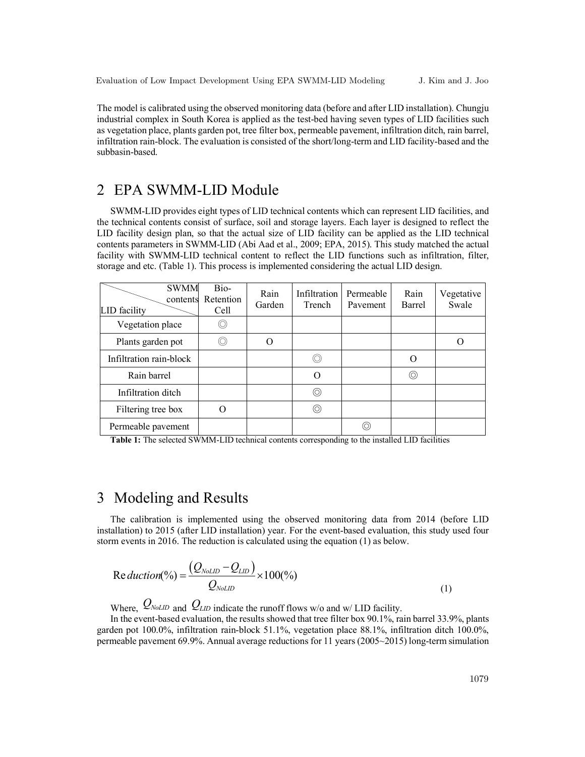The model is calibrated using the observed monitoring data (before and after LID installation). Chungju industrial complex in South Korea is applied as the test-bed having seven types of LID facilities such as vegetation place, plants garden pot, tree filter box, permeable pavement, infiltration ditch, rain barrel, infiltration rain-block. The evaluation is consisted of the short/long-term and LID facility-based and the subbasin-based.

## 2 EPA SWMM-LID Module

SWMM-LID provides eight types of LID technical contents which can represent LID facilities, and the technical contents consist of surface, soil and storage layers. Each layer is designed to reflect the LID facility design plan, so that the actual size of LID facility can be applied as the LID technical contents parameters in SWMM-LID (Abi Aad et al., 2009; EPA, 2015). This study matched the actual facility with SWMM-LID technical content to reflect the LID functions such as infiltration, filter, storage and etc. (Table 1). This process is implemented considering the actual LID design.

| SWMM contents / LID facility | Bio-Retention Cell | Rain Garden | Infiltration Trench | Permeable Pavement | Rain Barrel | Vegetative Swale |
|---|---|---|---|---|---|---|
| Vegetation place | ◎ | | | | | |
| Plants garden pot | ◎ | O | | | | O |
| Infiltration rain-block | | | ◎ | | O | |
| Rain barrel | | | O | | ◎ | |
| Infiltration ditch | | | ◎ | | | |
| Filtering tree box | O | | ◎ | | | |
| Permeable pavement | | | | ◎ | | |

**Table 1:** The selected SWMM-LID technical contents corresponding to the installed LID facilities

## 3 Modeling and Results

The calibration is implemented using the observed monitoring data from 2014 (before LID installation) to 2015 (after LID installation) year. For the event-based evaluation, this study used four storm events in 2016. The reduction is calculated using the equation (1) as below.

$$\mathrm{Re}\,duction(\%) = \frac{\left(Q_{NoLID} - Q_{LID}\right)}{Q_{NoLID}} \times 100(\%) \tag{1}$$

Where, $Q_{NoLID}$ and $Q_{LID}$ indicate the runoff flows w/o and w/ LID facility.

In the event-based evaluation, the results showed that tree filter box 90.1%, rain barrel 33.9%, plants garden pot 100.0%, infiltration rain-block 51.1%, vegetation place 88.1%, infiltration ditch 100.0%, permeable pavement 69.9%. Annual average reductions for 11 years (2005~2015) long-term simulation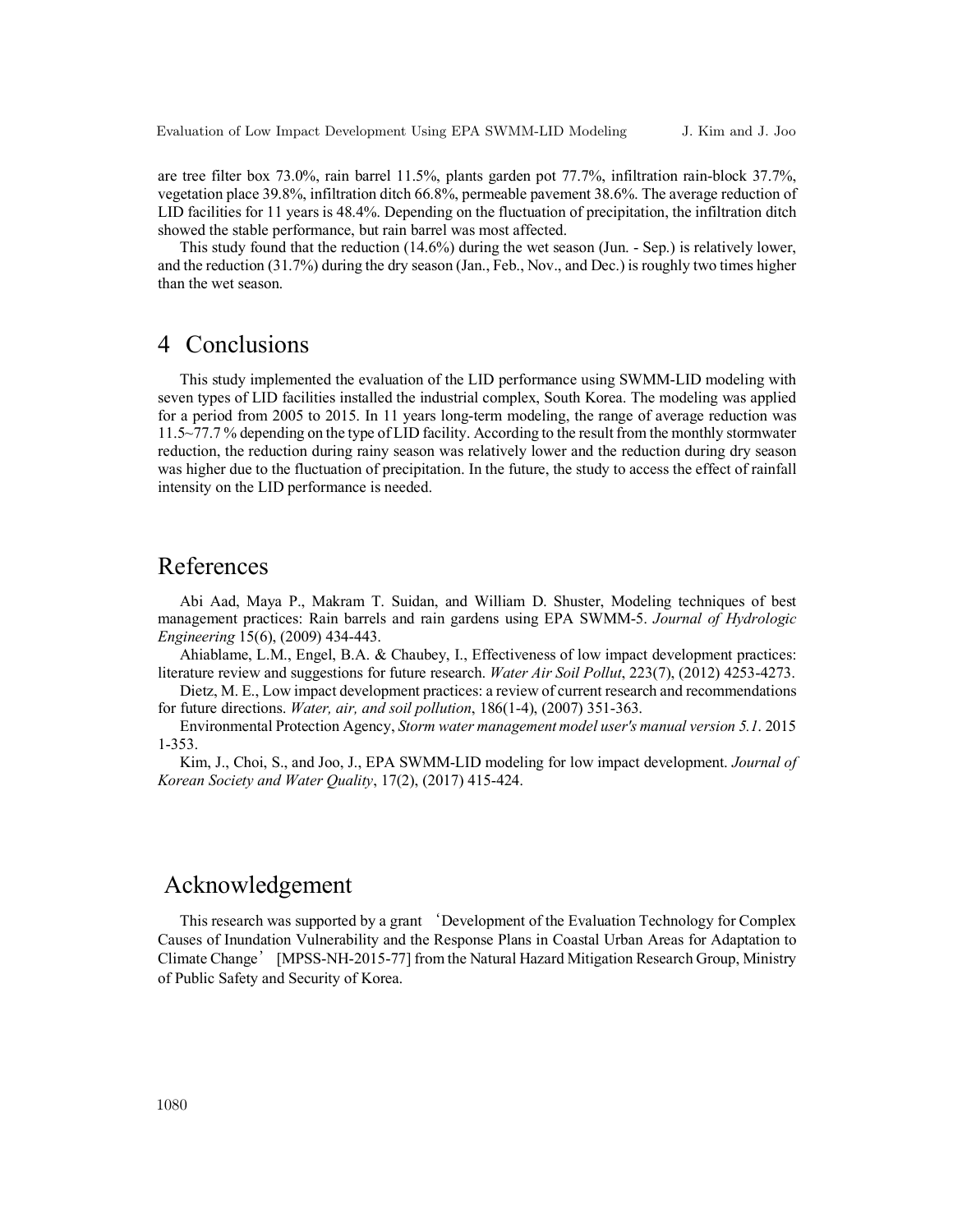are tree filter box 73.0%, rain barrel 11.5%, plants garden pot 77.7%, infiltration rain-block 37.7%, vegetation place 39.8%, infiltration ditch 66.8%, permeable pavement 38.6%. The average reduction of LID facilities for 11 years is 48.4%. Depending on the fluctuation of precipitation, the infiltration ditch showed the stable performance, but rain barrel was most affected.

This study found that the reduction (14.6%) during the wet season (Jun. - Sep.) is relatively lower, and the reduction (31.7%) during the dry season (Jan., Feb., Nov., and Dec.) is roughly two times higher than the wet season.

# 4 Conclusions

This study implemented the evaluation of the LID performance using SWMM-LID modeling with seven types of LID facilities installed the industrial complex, South Korea. The modeling was applied for a period from 2005 to 2015. In 11 years long-term modeling, the range of average reduction was 11.5~77.7 % depending on the type of LID facility. According to the result from the monthly stormwater reduction, the reduction during rainy season was relatively lower and the reduction during dry season was higher due to the fluctuation of precipitation. In the future, the study to access the effect of rainfall intensity on the LID performance is needed.

# References

Abi Aad, Maya P., Makram T. Suidan, and William D. Shuster, Modeling techniques of best management practices: Rain barrels and rain gardens using EPA SWMM-5. *Journal of Hydrologic Engineering* 15(6), (2009) 434-443.

Ahiablame, L.M., Engel, B.A. & Chaubey, I., Effectiveness of low impact development practices: literature review and suggestions for future research. *Water Air Soil Pollut*, 223(7), (2012) 4253-4273.

Dietz, M. E., Low impact development practices: a review of current research and recommendations for future directions. *Water, air, and soil pollution*, 186(1-4), (2007) 351-363.

Environmental Protection Agency, *Storm water management model user's manual version 5.1*. 2015 1-353.

Kim, J., Choi, S., and Joo, J., EPA SWMM-LID modeling for low impact development. *Journal of Korean Society and Water Quality*, 17(2), (2017) 415-424.

# Acknowledgement

This research was supported by a grant 'Development of the Evaluation Technology for Complex Causes of Inundation Vulnerability and the Response Plans in Coastal Urban Areas for Adaptation to Climate Change' [MPSS-NH-2015-77] from the Natural Hazard Mitigation Research Group, Ministry of Public Safety and Security of Korea.